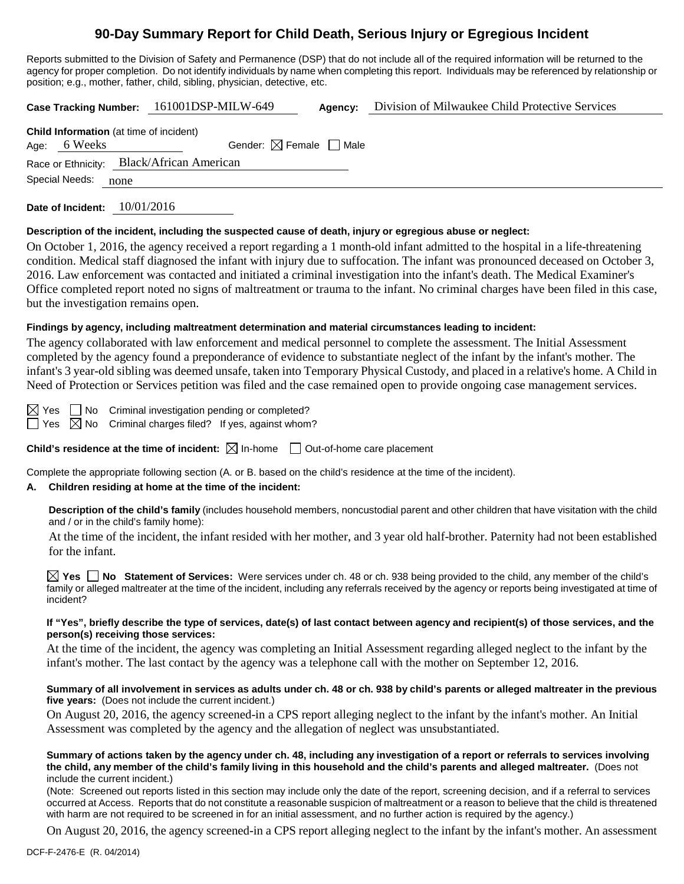# 90-Day Summary Report for Child Death, Serious Injury or Egregious Incident

Reports submitted to the Division of Safety and Permanence (DSP) that do not include all of the required information will be returned to the agency for proper completion. Do not identify individuals by name when completing this report. Individuals may be referenced by relationship or position; e.g., mother, father, child, sibling, physician, detective, etc.

**Case Tracking Number:** 161001DSP-MILW-649 **Agency:** Division of Milwaukee Child Protective Services

**Child Information** (at time of incident)

Age: 6 Weeks Gender: ☒ Female ☐ Male

Race or Ethnicity: Black/African American

Special Needs: none

**Date of Incident:** 10/01/2016

**Description of the incident, including the suspected cause of death, injury or egregious abuse or neglect:**

On October 1, 2016, the agency received a report regarding a 1 month-old infant admitted to the hospital in a life-threatening condition. Medical staff diagnosed the infant with injury due to suffocation. The infant was pronounced deceased on October 3, 2016. Law enforcement was contacted and initiated a criminal investigation into the infant's death. The Medical Examiner's Office completed report noted no signs of maltreatment or trauma to the infant. No criminal charges have been filed in this case, but the investigation remains open.

**Findings by agency, including maltreatment determination and material circumstances leading to incident:**

The agency collaborated with law enforcement and medical personnel to complete the assessment. The Initial Assessment completed by the agency found a preponderance of evidence to substantiate neglect of the infant by the infant's mother. The infant's 3 year-old sibling was deemed unsafe, taken into Temporary Physical Custody, and placed in a relative's home. A Child in Need of Protection or Services petition was filed and the case remained open to provide ongoing case management services.

☒ Yes ☐ No Criminal investigation pending or completed?

☐ Yes ☒ No Criminal charges filed? If yes, against whom?

**Child's residence at the time of incident:** ☒ In-home ☐ Out-of-home care placement

Complete the appropriate following section (A. or B. based on the child's residence at the time of the incident).

**A. Children residing at home at the time of the incident:**

**Description of the child's family** (includes household members, noncustodial parent and other children that have visitation with the child and / or in the child's family home):

At the time of the incident, the infant resided with her mother, and 3 year old half-brother. Paternity had not been established for the infant.

☒ **Yes** ☐ **No Statement of Services:** Were services under ch. 48 or ch. 938 being provided to the child, any member of the child's family or alleged maltreater at the time of the incident, including any referrals received by the agency or reports being investigated at time of incident?

**If "Yes", briefly describe the type of services, date(s) of last contact between agency and recipient(s) of those services, and the person(s) receiving those services:**

At the time of the incident, the agency was completing an Initial Assessment regarding alleged neglect to the infant by the infant's mother. The last contact by the agency was a telephone call with the mother on September 12, 2016.

**Summary of all involvement in services as adults under ch. 48 or ch. 938 by child's parents or alleged maltreater in the previous five years:** (Does not include the current incident.)

On August 20, 2016, the agency screened-in a CPS report alleging neglect to the infant by the infant's mother. An Initial Assessment was completed by the agency and the allegation of neglect was unsubstantiated.

**Summary of actions taken by the agency under ch. 48, including any investigation of a report or referrals to services involving the child, any member of the child's family living in this household and the child's parents and alleged maltreater.** (Does not include the current incident.)

(Note: Screened out reports listed in this section may include only the date of the report, screening decision, and if a referral to services occurred at Access. Reports that do not constitute a reasonable suspicion of maltreatment or a reason to believe that the child is threatened with harm are not required to be screened in for an initial assessment, and no further action is required by the agency.)

On August 20, 2016, the agency screened-in a CPS report alleging neglect to the infant by the infant's mother. An assessment

DCF-F-2476-E (R. 04/2014)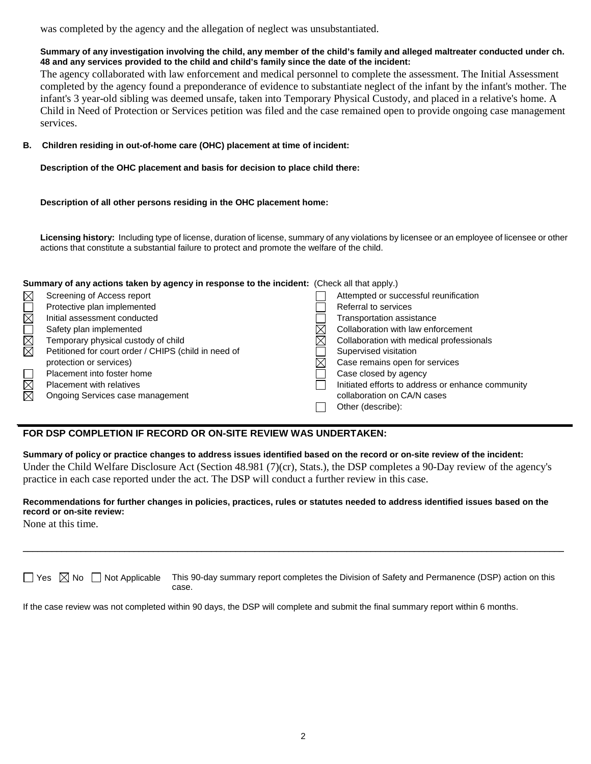was completed by the agency and the allegation of neglect was unsubstantiated.

**Summary of any investigation involving the child, any member of the child's family and alleged maltreater conducted under ch. 48 and any services provided to the child and child's family since the date of the incident:**

The agency collaborated with law enforcement and medical personnel to complete the assessment. The Initial Assessment completed by the agency found a preponderance of evidence to substantiate neglect of the infant by the infant's mother. The infant's 3 year-old sibling was deemed unsafe, taken into Temporary Physical Custody, and placed in a relative's home. A Child in Need of Protection or Services petition was filed and the case remained open to provide ongoing case management services.

**B. Children residing in out-of-home care (OHC) placement at time of incident:**

**Description of the OHC placement and basis for decision to place child there:**

**Description of all other persons residing in the OHC placement home:**

**Licensing history:** Including type of license, duration of license, summary of any violations by licensee or an employee of licensee or other actions that constitute a substantial failure to protect and promote the welfare of the child.

**Summary of any actions taken by agency in response to the incident:** (Check all that apply.)

- ☒ Screening of Access report
- ☐ Protective plan implemented
- ☒ Initial assessment conducted
- ☐ Safety plan implemented
- ☒ Temporary physical custody of child
- ☒ Petitioned for court order / CHIPS (child in need of protection or services)
- ☐ Placement into foster home
- ☒ Placement with relatives
- ☒ Ongoing Services case management
- ☐ Attempted or successful reunification
- ☐ Referral to services
- ☐ Transportation assistance
- ☒ Collaboration with law enforcement
- ☒ Collaboration with medical professionals
- ☐ Supervised visitation
- ☒ Case remains open for services
- ☐ Case closed by agency
- ☐ Initiated efforts to address or enhance community collaboration on CA/N cases
- ☐ Other (describe):

## FOR DSP COMPLETION IF RECORD OR ON-SITE REVIEW WAS UNDERTAKEN:

**Summary of policy or practice changes to address issues identified based on the record or on-site review of the incident:**

Under the Child Welfare Disclosure Act (Section 48.981 (7)(cr), Stats.), the DSP completes a 90-Day review of the agency's practice in each case reported under the act. The DSP will conduct a further review in this case.

**Recommendations for further changes in policies, practices, rules or statutes needed to address identified issues based on the record or on-site review:**

None at this time.

---

☐ Yes ☒ No ☐ Not Applicable This 90-day summary report completes the Division of Safety and Permanence (DSP) action on this case.

If the case review was not completed within 90 days, the DSP will complete and submit the final summary report within 6 months.